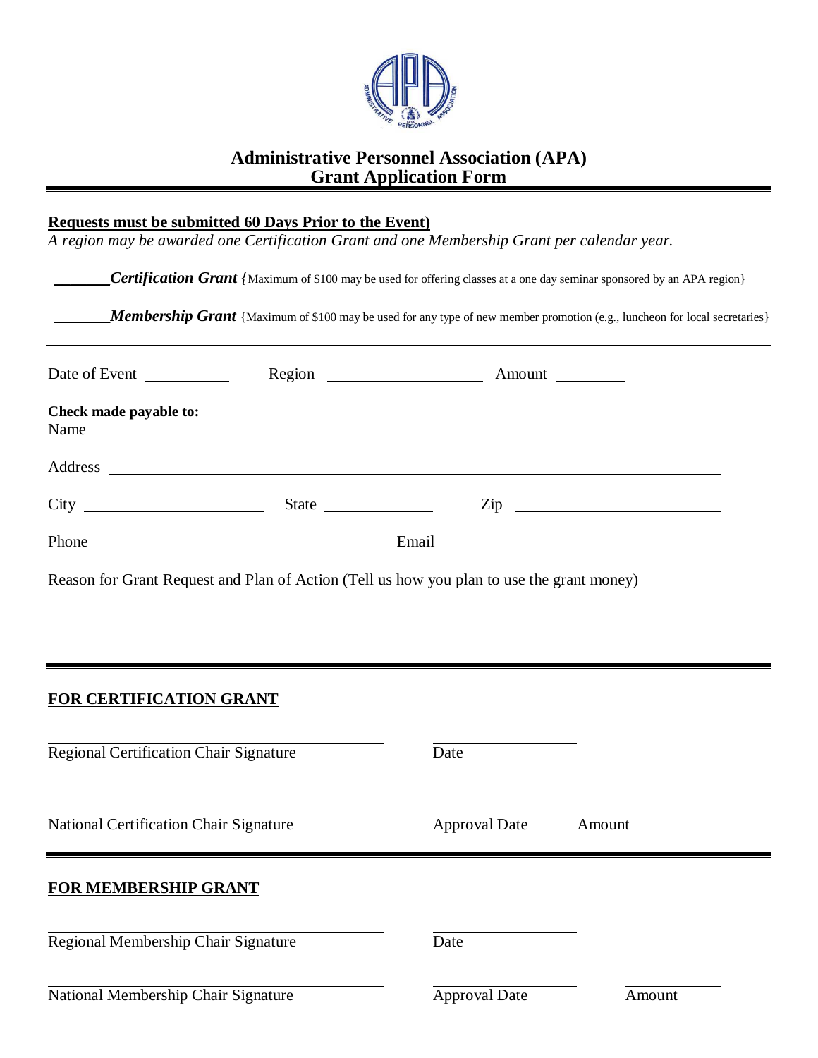# Administrative Personnel Association (APA)
## Grant Application Form

**Requests must be submitted 60 Days Prior to the Event)**

*A region may be awarded one Certification Grant and one Membership Grant per calendar year.*

_______ ***Certification Grant*** {Maximum of $100 may be used for offering classes at a one day seminar sponsored by an APA region}

_______ ***Membership Grant*** {Maximum of $100 may be used for any type of new member promotion (e.g., luncheon for local secretaries}

---

Date of Event __________ Region ____________________ Amount _________

**Check made payable to:**

Name ____________________________________________________________

Address __________________________________________________________

City ______________________ State ______________ Zip __________________________

Phone ___________________________________ Email ___________________________________

Reason for Grant Request and Plan of Action (Tell us how you plan to use the grant money)

---

**FOR CERTIFICATION GRANT**

___________________________________________ ________________

Regional Certification Chair Signature Date

___________________________________________ ____________ ____________

National Certification Chair Signature Approval Date Amount

---

**FOR MEMBERSHIP GRANT**

___________________________________________ ________________

Regional Membership Chair Signature Date

___________________________________________ ________________ ____________

National Membership Chair Signature Approval Date Amount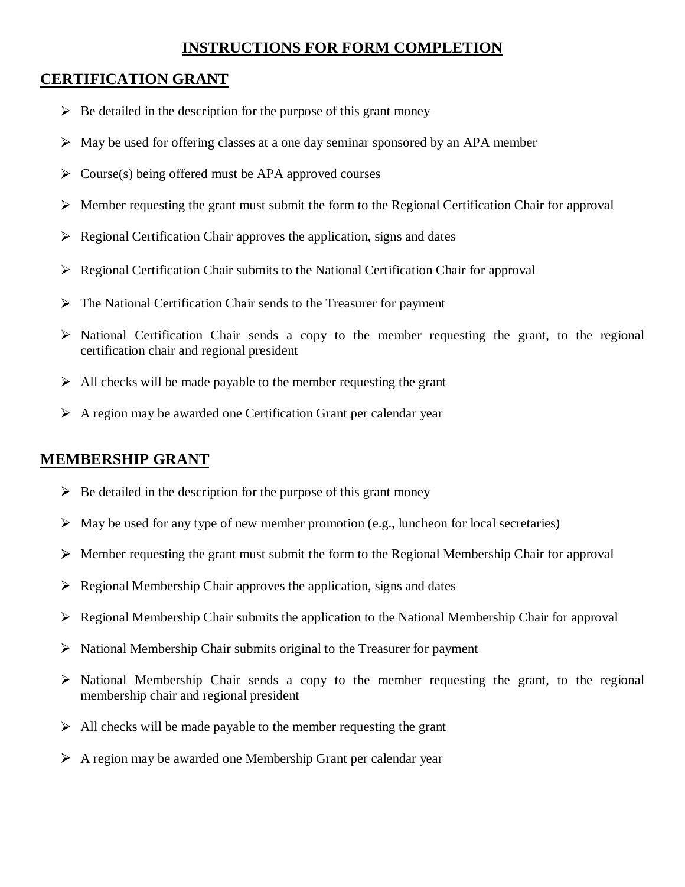# INSTRUCTIONS FOR FORM COMPLETION

## CERTIFICATION GRANT

- Be detailed in the description for the purpose of this grant money
- May be used for offering classes at a one day seminar sponsored by an APA member
- Course(s) being offered must be APA approved courses
- Member requesting the grant must submit the form to the Regional Certification Chair for approval
- Regional Certification Chair approves the application, signs and dates
- Regional Certification Chair submits to the National Certification Chair for approval
- The National Certification Chair sends to the Treasurer for payment
- National Certification Chair sends a copy to the member requesting the grant, to the regional certification chair and regional president
- All checks will be made payable to the member requesting the grant
- A region may be awarded one Certification Grant per calendar year

## MEMBERSHIP GRANT

- Be detailed in the description for the purpose of this grant money
- May be used for any type of new member promotion (e.g., luncheon for local secretaries)
- Member requesting the grant must submit the form to the Regional Membership Chair for approval
- Regional Membership Chair approves the application, signs and dates
- Regional Membership Chair submits the application to the National Membership Chair for approval
- National Membership Chair submits original to the Treasurer for payment
- National Membership Chair sends a copy to the member requesting the grant, to the regional membership chair and regional president
- All checks will be made payable to the member requesting the grant
- A region may be awarded one Membership Grant per calendar year